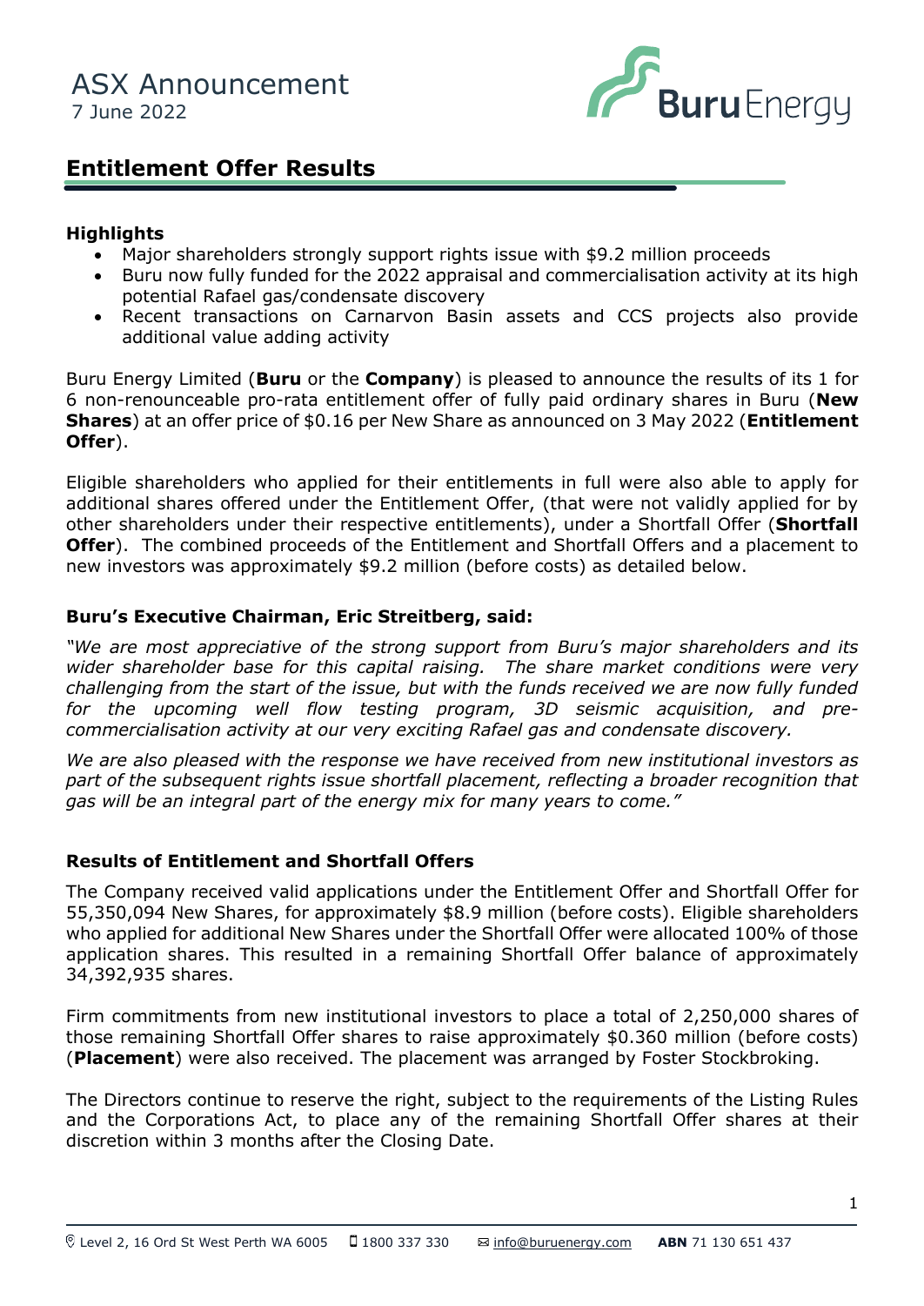ASX Announcement
7 June 2022

# Entitlement Offer Results

**Highlights**

- Major shareholders strongly support rights issue with $9.2 million proceeds
- Buru now fully funded for the 2022 appraisal and commercialisation activity at its high potential Rafael gas/condensate discovery
- Recent transactions on Carnarvon Basin assets and CCS projects also provide additional value adding activity

Buru Energy Limited (**Buru** or the **Company**) is pleased to announce the results of its 1 for 6 non-renounceable pro-rata entitlement offer of fully paid ordinary shares in Buru (**New Shares**) at an offer price of $0.16 per New Share as announced on 3 May 2022 (**Entitlement Offer**).

Eligible shareholders who applied for their entitlements in full were also able to apply for additional shares offered under the Entitlement Offer, (that were not validly applied for by other shareholders under their respective entitlements), under a Shortfall Offer (**Shortfall Offer**). The combined proceeds of the Entitlement and Shortfall Offers and a placement to new investors was approximately $9.2 million (before costs) as detailed below.

**Buru's Executive Chairman, Eric Streitberg, said:**

*"We are most appreciative of the strong support from Buru's major shareholders and its wider shareholder base for this capital raising. The share market conditions were very challenging from the start of the issue, but with the funds received we are now fully funded for the upcoming well flow testing program, 3D seismic acquisition, and pre-commercialisation activity at our very exciting Rafael gas and condensate discovery.*

*We are also pleased with the response we have received from new institutional investors as part of the subsequent rights issue shortfall placement, reflecting a broader recognition that gas will be an integral part of the energy mix for many years to come."*

**Results of Entitlement and Shortfall Offers**

The Company received valid applications under the Entitlement Offer and Shortfall Offer for 55,350,094 New Shares, for approximately $8.9 million (before costs). Eligible shareholders who applied for additional New Shares under the Shortfall Offer were allocated 100% of those application shares. This resulted in a remaining Shortfall Offer balance of approximately 34,392,935 shares.

Firm commitments from new institutional investors to place a total of 2,250,000 shares of those remaining Shortfall Offer shares to raise approximately $0.360 million (before costs) (**Placement**) were also received. The placement was arranged by Foster Stockbroking.

The Directors continue to reserve the right, subject to the requirements of the Listing Rules and the Corporations Act, to place any of the remaining Shortfall Offer shares at their discretion within 3 months after the Closing Date.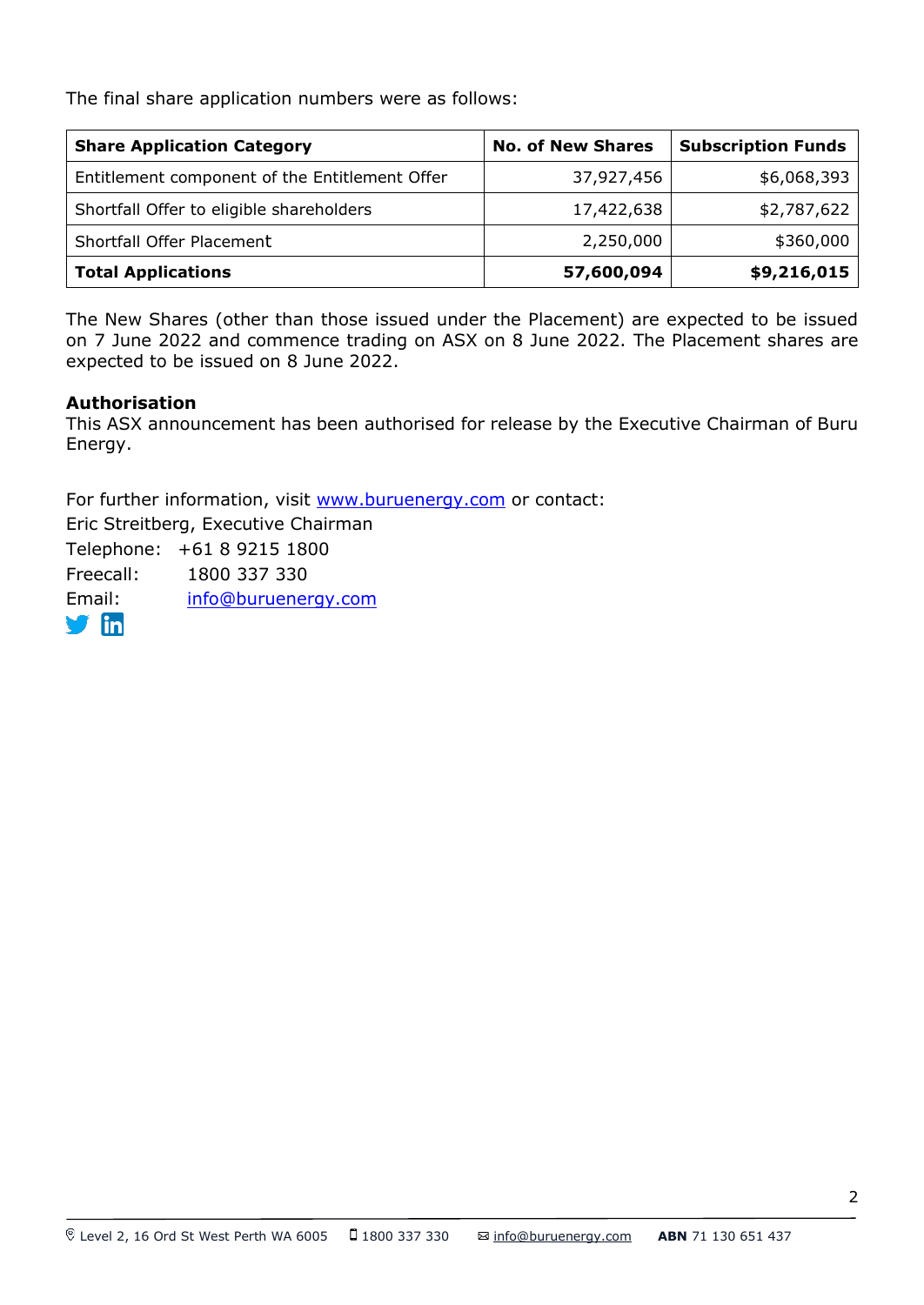The final share application numbers were as follows:

| Share Application Category | No. of New Shares | Subscription Funds |
| --- | ---: | ---: |
| Entitlement component of the Entitlement Offer | 37,927,456 | $6,068,393 |
| Shortfall Offer to eligible shareholders | 17,422,638 | $2,787,622 |
| Shortfall Offer Placement | 2,250,000 | $360,000 |
| **Total Applications** | **57,600,094** | **$9,216,015** |

The New Shares (other than those issued under the Placement) are expected to be issued on 7 June 2022 and commence trading on ASX on 8 June 2022. The Placement shares are expected to be issued on 8 June 2022.

**Authorisation**
This ASX announcement has been authorised for release by the Executive Chairman of Buru Energy.

For further information, visit www.buruenergy.com or contact:
Eric Streitberg, Executive Chairman
Telephone: +61 8 9215 1800
Freecall: 1800 337 330
Email: info@buruenergy.com

Level 2, 16 Ord St West Perth WA 6005 | 1800 337 330 | info@buruenergy.com | **ABN** 71 130 651 437